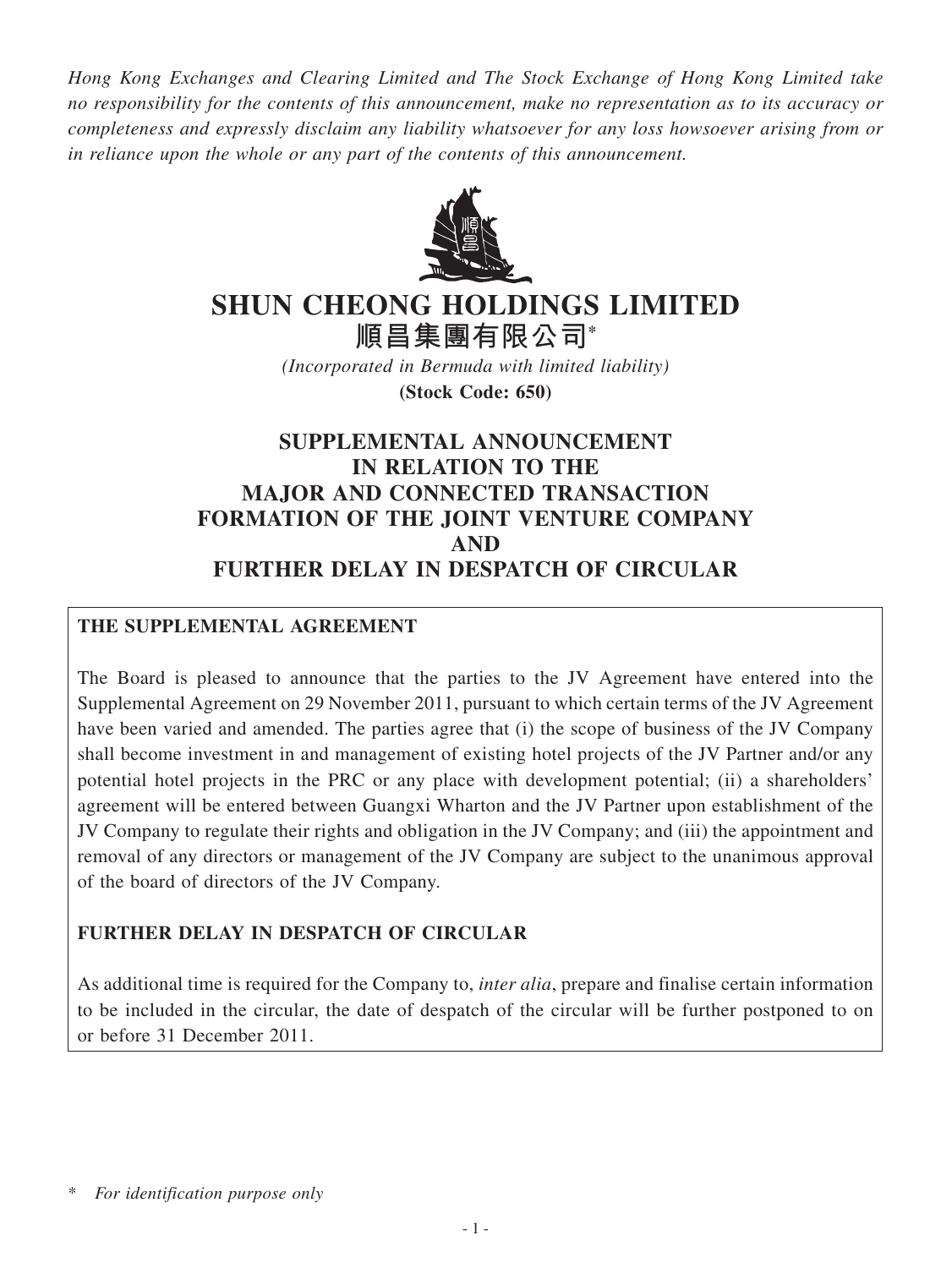*Hong Kong Exchanges and Clearing Limited and The Stock Exchange of Hong Kong Limited take no responsibility for the contents of this announcement, make no representation as to its accuracy or completeness and expressly disclaim any liability whatsoever for any loss howsoever arising from or in reliance upon the whole or any part of the contents of this announcement.*

# SHUN CHEONG HOLDINGS LIMITED
# 順昌集團有限公司*

*(Incorporated in Bermuda with limited liability)*

**(Stock Code: 650)**

## SUPPLEMENTAL ANNOUNCEMENT IN RELATION TO THE MAJOR AND CONNECTED TRANSACTION FORMATION OF THE JOINT VENTURE COMPANY AND FURTHER DELAY IN DESPATCH OF CIRCULAR

**THE SUPPLEMENTAL AGREEMENT**

The Board is pleased to announce that the parties to the JV Agreement have entered into the Supplemental Agreement on 29 November 2011, pursuant to which certain terms of the JV Agreement have been varied and amended. The parties agree that (i) the scope of business of the JV Company shall become investment in and management of existing hotel projects of the JV Partner and/or any potential hotel projects in the PRC or any place with development potential; (ii) a shareholders' agreement will be entered between Guangxi Wharton and the JV Partner upon establishment of the JV Company to regulate their rights and obligation in the JV Company; and (iii) the appointment and removal of any directors or management of the JV Company are subject to the unanimous approval of the board of directors of the JV Company.

**FURTHER DELAY IN DESPATCH OF CIRCULAR**

As additional time is required for the Company to, *inter alia*, prepare and finalise certain information to be included in the circular, the date of despatch of the circular will be further postponed to on or before 31 December 2011.

\* *For identification purpose only*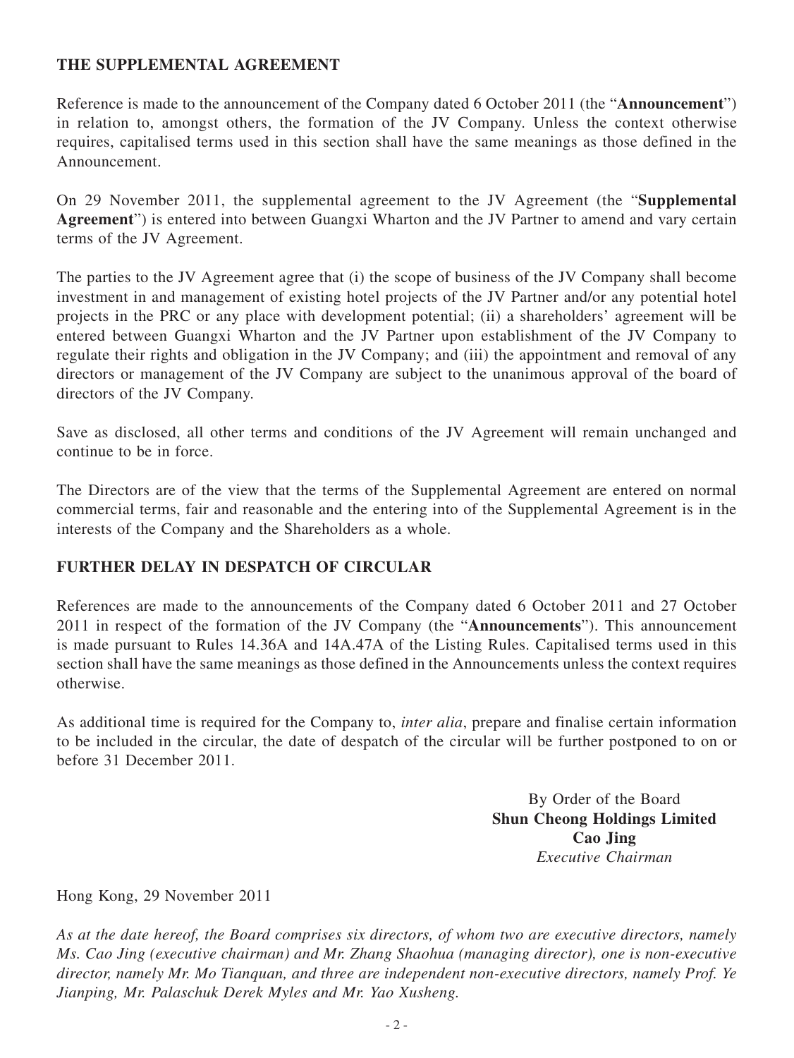## THE SUPPLEMENTAL AGREEMENT

Reference is made to the announcement of the Company dated 6 October 2011 (the "**Announcement**") in relation to, amongst others, the formation of the JV Company. Unless the context otherwise requires, capitalised terms used in this section shall have the same meanings as those defined in the Announcement.

On 29 November 2011, the supplemental agreement to the JV Agreement (the "**Supplemental Agreement**") is entered into between Guangxi Wharton and the JV Partner to amend and vary certain terms of the JV Agreement.

The parties to the JV Agreement agree that (i) the scope of business of the JV Company shall become investment in and management of existing hotel projects of the JV Partner and/or any potential hotel projects in the PRC or any place with development potential; (ii) a shareholders' agreement will be entered between Guangxi Wharton and the JV Partner upon establishment of the JV Company to regulate their rights and obligation in the JV Company; and (iii) the appointment and removal of any directors or management of the JV Company are subject to the unanimous approval of the board of directors of the JV Company.

Save as disclosed, all other terms and conditions of the JV Agreement will remain unchanged and continue to be in force.

The Directors are of the view that the terms of the Supplemental Agreement are entered on normal commercial terms, fair and reasonable and the entering into of the Supplemental Agreement is in the interests of the Company and the Shareholders as a whole.

## FURTHER DELAY IN DESPATCH OF CIRCULAR

References are made to the announcements of the Company dated 6 October 2011 and 27 October 2011 in respect of the formation of the JV Company (the "**Announcements**"). This announcement is made pursuant to Rules 14.36A and 14A.47A of the Listing Rules. Capitalised terms used in this section shall have the same meanings as those defined in the Announcements unless the context requires otherwise.

As additional time is required for the Company to, *inter alia*, prepare and finalise certain information to be included in the circular, the date of despatch of the circular will be further postponed to on or before 31 December 2011.

By Order of the Board
**Shun Cheong Holdings Limited**
**Cao Jing**
*Executive Chairman*

Hong Kong, 29 November 2011

*As at the date hereof, the Board comprises six directors, of whom two are executive directors, namely Ms. Cao Jing (executive chairman) and Mr. Zhang Shaohua (managing director), one is non-executive director, namely Mr. Mo Tianquan, and three are independent non-executive directors, namely Prof. Ye Jianping, Mr. Palaschuk Derek Myles and Mr. Yao Xusheng.*